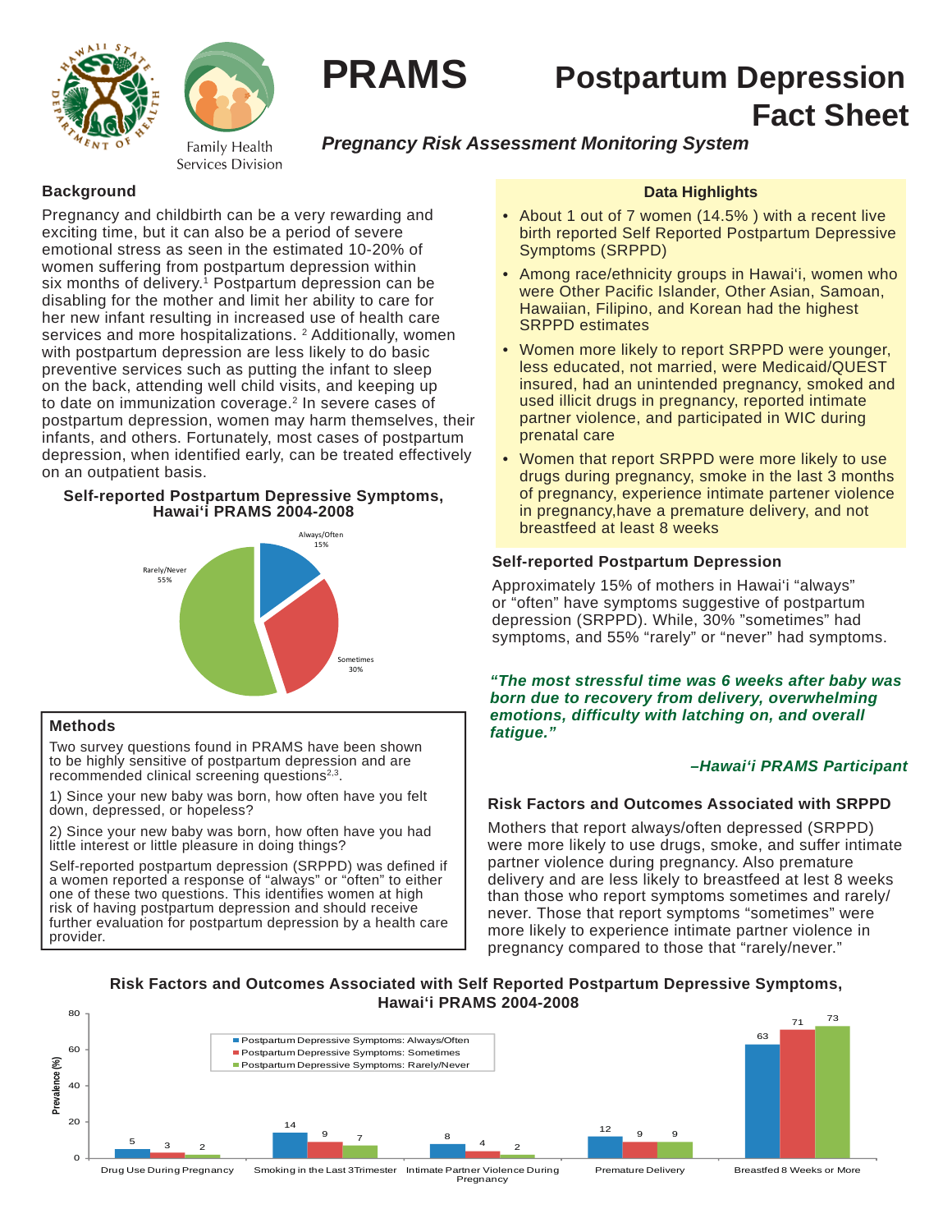# PRAMS

# Postpartum Depression Fact Sheet

***Pregnancy Risk Assessment Monitoring System***

Family Health Services Division

## Background

Pregnancy and childbirth can be a very rewarding and exciting time, but it can also be a period of severe emotional stress as seen in the estimated 10-20% of women suffering from postpartum depression within six months of delivery.[1] Postpartum depression can be disabling for the mother and limit her ability to care for her infant resulting in increased use of health care services and more hospitalizations. [2] Additionally, women with postpartum depression are less likely to do basic preventive services such as putting the infant to sleep on the back, attending well child visits, and keeping up to date on immunization coverage.[2] In severe cases of postpartum depression, women may harm themselves, their infants, and others. Fortunately, most cases of postpartum depression, when identified early, can be treated effectively on an outpatient basis.

**Self-reported Postpartum Depressive Symptoms, Hawaiʻi PRAMS 2004-2008**

| Response | Percent |
|---|---|
| Always/Often | 15% |
| Sometimes | 30% |
| Rarely/Never | 55% |

## Methods

Two survey questions found in PRAMS have been shown to be highly sensitive of postpartum depression and are recommended clinical screening questions[2,3].

1) Since your new baby was born, how often have you felt down, depressed, or hopeless?

2) Since your new baby was born, how often have you had little interest or little pleasure in doing things?

Self-reported postpartum depression (SRPPD) was defined if a women reported a response of "always" or "often" to either one of these two questions. This identifies women at high risk of having postpartum depression and should receive further evaluation for postpartum depression by a health care provider.

## Data Highlights

- About 1 out of 7 women (14.5% ) with a recent live birth reported Self Reported Postpartum Depressive Symptoms (SRPPD)
- Among race/ethnicity groups in Hawaiʻi, women who were Other Pacific Islander, Other Asian, Samoan, Hawaiian, Filipino, and Korean had the highest SRPPD estimates
- Women more likely to report SRPPD were younger, less educated, not married, were Medicaid/QUEST insured, had an unintended pregnancy, smoked and used illicit drugs in pregnancy, reported intimate partner violence, and participated in WIC during prenatal care
- Women that report SRPPD were more likely to use drugs during pregnancy, smoke in the last 3 months of pregnancy, experience intimate partener violence in pregnancy,have a premature delivery, and not breastfeed at least 8 weeks

## Self-reported Postpartum Depression

Approximately 15% of mothers in Hawaiʻi "always" or "often" have symptoms suggestive of postpartum depression (SRPPD). While, 30% "sometimes" had symptoms, and 55% "rarely" or "never" had symptoms.

***"The most stressful time was 6 weeks after baby was born due to recovery from delivery, overwhelming emotions, difficulty with latching on, and overall fatigue."***

***–Hawaiʻi PRAMS Participant***

## Risk Factors and Outcomes Associated with SRPPD

Mothers that report always/often depressed (SRPPD) were more likely to use drugs, smoke, and suffer intimate partner violence during pregnancy. Also premature delivery and are less likely to breastfeed at lest 8 weeks than those who report symptoms sometimes and rarely/never. Those that report symptoms "sometimes" were more likely to experience intimate partner violence in pregnancy compared to those that "rarely/never."

**Risk Factors and Outcomes Associated with Self Reported Postpartum Depressive Symptoms, Hawaiʻi PRAMS 2004-2008**

| Prevalence (%) | Postpartum Depressive Symptoms: Always/Often | Postpartum Depressive Symptoms: Sometimes | Postpartum Depressive Symptoms: Rarely/Never |
|---|---|---|---|
| Drug Use During Pregnancy | 5 | 3 | 2 |
| Smoking in the Last 3Trimester | 14 | 9 | 7 |
| Intimate Partner Violence During Pregnancy | 8 | 4 | 2 |
| Premature Delivery | 12 | 9 | 9 |
| Breastfed 8 Weeks or More | 63 | 71 | 73 |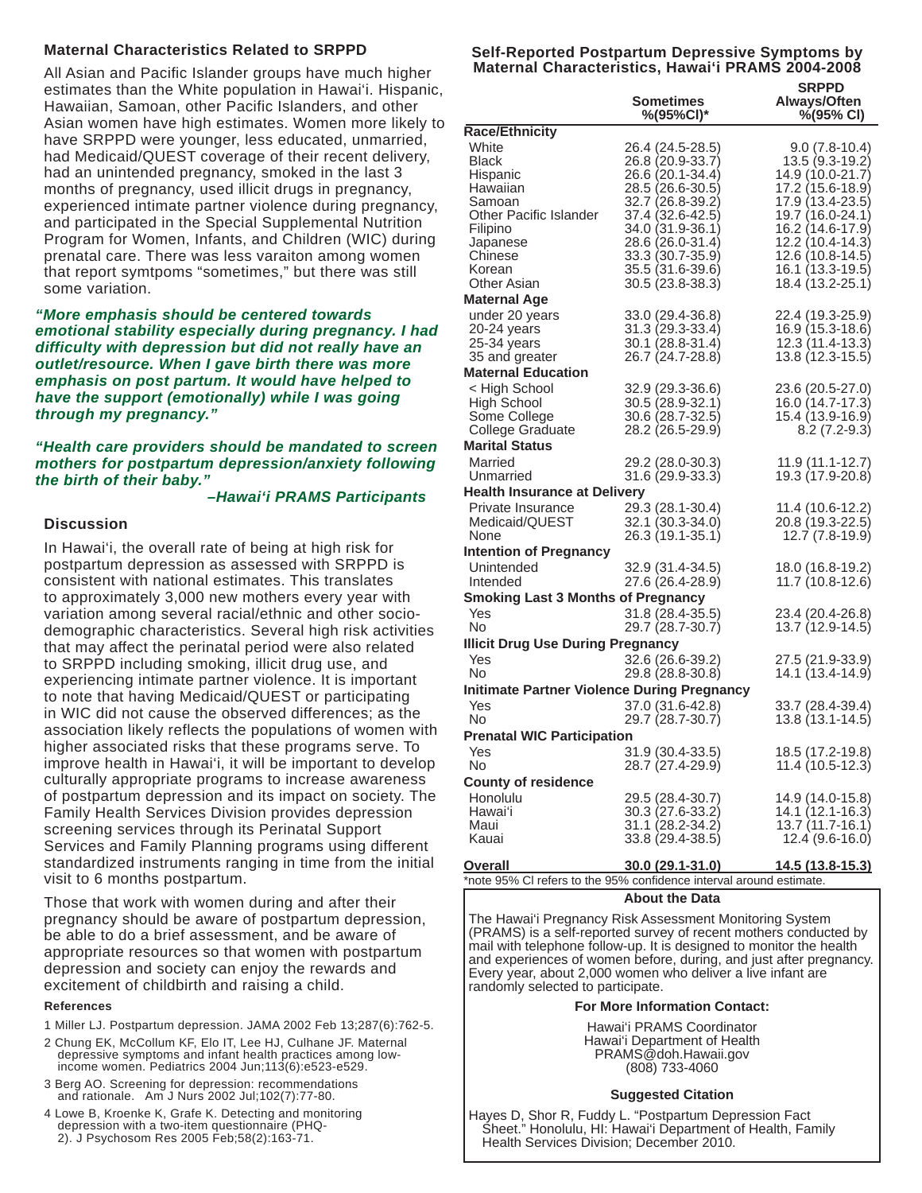## Maternal Characteristics Related to SRPPD

All Asian and Pacific Islander groups have much higher estimates than the White population in Hawai'i. Hispanic, Hawaiian, Samoan, other Pacific Islanders, and other Asian women have high estimates. Women more likely to have SRPPD were younger, less educated, unmarried, had Medicaid/QUEST coverage of their recent delivery, had an unintended pregnancy, smoked in the last 3 months of pregnancy, used illicit drugs in pregnancy, experienced intimate partner violence during pregnancy, and participated in the Special Supplemental Nutrition Program for Women, Infants, and Children (WIC) during prenatal care. There was less varaiton among women that report symtpoms "sometimes," but there was still some variation.

***"More emphasis should be centered towards emotional stability especially during pregnancy. I had difficulty with depression but did not really have an outlet/resource. When I gave birth there was more emphasis on post partum. It would have helped to have the support (emotionally) while I was going through my pregnancy."***

***"Health care providers should be mandated to screen mothers for postpartum depression/anxiety following the birth of their baby."***

***–Hawai'i PRAMS Participants***

## Discussion

In Hawai'i, the overall rate of being at high risk for postpartum depression as assessed with SRPPD is consistent with national estimates. This translates to approximately 3,000 new mothers every year with variation among several racial/ethnic and other socio-demographic characteristics. Several high risk activities that may affect the perinatal period were also related to SRPPD including smoking, illicit drug use, and experiencing intimate partner violence. It is important to note that having Medicaid/QUEST or participating in WIC did not cause the observed differences; as the association likely reflects the populations of women with higher associated risks that these programs serve. To improve health in Hawai'i, it will be important to develop culturally appropriate programs to increase awareness of postpartum depression and its impact on society. The Family Health Services Division provides depression screening services through its Perinatal Support Services and Family Planning programs using different standardized instruments ranging in time from the initial visit to 6 months postpartum.

Those that work with women during and after their pregnancy should be aware of postpartum depression, be able to do a brief assessment, and be aware of appropriate resources so that women with postpartum depression and society can enjoy the rewards and excitement of childbirth and raising a child.

### References

1 Miller LJ. Postpartum depression. JAMA 2002 Feb 13;287(6):762-5.

2 Chung EK, McCollum KF, Elo IT, Lee HJ, Culhane JF. Maternal depressive symptoms and infant health practices among low-income women. Pediatrics 2004 Jun;113(6):e523-e529.

3 Berg AO. Screening for depression: recommendations and rationale. Am J Nurs 2002 Jul;102(7):77-80.

4 Lowe B, Kroenke K, Grafe K. Detecting and monitoring depression with a two-item questionnaire (PHQ-2). J Psychosom Res 2005 Feb;58(2):163-71.

## Self-Reported Postpartum Depressive Symptoms by Maternal Characteristics, Hawai'i PRAMS 2004-2008

| | Sometimes %(95%CI)* | SRPPD Always/Often %(95% CI) |
|---|---|---|
| **Race/Ethnicity** | | |
| White | 26.4 (24.5-28.5) | 9.0 (7.8-10.4) |
| Black | 26.8 (20.9-33.7) | 13.5 (9.3-19.2) |
| Hispanic | 26.6 (20.1-34.4) | 14.9 (10.0-21.7) |
| Hawaiian | 28.5 (26.6-30.5) | 17.2 (15.6-18.9) |
| Samoan | 32.7 (26.8-39.2) | 17.9 (13.4-23.5) |
| Other Pacific Islander | 37.4 (32.6-42.5) | 19.7 (16.0-24.1) |
| Filipino | 34.0 (31.9-36.1) | 16.2 (14.6-17.9) |
| Japanese | 28.6 (26.0-31.4) | 12.2 (10.4-14.3) |
| Chinese | 33.3 (30.7-35.9) | 12.6 (10.8-14.5) |
| Korean | 35.5 (31.6-39.6) | 16.1 (13.3-19.5) |
| Other Asian | 30.5 (23.8-38.3) | 18.4 (13.2-25.1) |
| **Maternal Age** | | |
| under 20 years | 33.0 (29.4-36.8) | 22.4 (19.3-25.9) |
| 20-24 years | 31.3 (29.3-33.4) | 16.9 (15.3-18.6) |
| 25-34 years | 30.1 (28.8-31.4) | 12.3 (11.4-13.3) |
| 35 and greater | 26.7 (24.7-28.8) | 13.8 (12.3-15.5) |
| **Maternal Education** | | |
| < High School | 32.9 (29.3-36.6) | 23.6 (20.5-27.0) |
| High School | 30.5 (28.9-32.1) | 16.0 (14.7-17.3) |
| Some College | 30.6 (28.7-32.5) | 15.4 (13.9-16.9) |
| College Graduate | 28.2 (26.5-29.9) | 8.2 (7.2-9.3) |
| **Marital Status** | | |
| Married | 29.2 (28.0-30.3) | 11.9 (11.1-12.7) |
| Unmarried | 31.6 (29.9-33.3) | 19.3 (17.9-20.8) |
| **Health Insurance at Delivery** | | |
| Private Insurance | 29.3 (28.1-30.4) | 11.4 (10.6-12.2) |
| Medicaid/QUEST | 32.1 (30.3-34.0) | 20.8 (19.3-22.5) |
| None | 26.3 (19.1-35.1) | 12.7 (7.8-19.9) |
| **Intention of Pregnancy** | | |
| Unintended | 32.9 (31.4-34.5) | 18.0 (16.8-19.2) |
| Intended | 27.6 (26.4-28.9) | 11.7 (10.8-12.6) |
| **Smoking Last 3 Months of Pregnancy** | | |
| Yes | 31.8 (28.4-35.5) | 23.4 (20.4-26.8) |
| No | 29.7 (28.7-30.7) | 13.7 (12.9-14.5) |
| **Illicit Drug Use During Pregnancy** | | |
| Yes | 32.6 (26.6-39.2) | 27.5 (21.9-33.9) |
| No | 29.8 (28.8-30.8) | 14.1 (13.4-14.9) |
| **Initimate Partner Violence During Pregnancy** | | |
| Yes | 37.0 (31.6-42.8) | 33.7 (28.4-39.4) |
| No | 29.7 (28.7-30.7) | 13.8 (13.1-14.5) |
| **Prenatal WIC Participation** | | |
| Yes | 31.9 (30.4-33.5) | 18.5 (17.2-19.8) |
| No | 28.7 (27.4-29.9) | 11.4 (10.5-12.3) |
| **County of residence** | | |
| Honolulu | 29.5 (28.4-30.7) | 14.9 (14.0-15.8) |
| Hawai'i | 30.3 (27.6-33.2) | 14.1 (12.1-16.3) |
| Maui | 31.1 (28.2-34.2) | 13.7 (11.7-16.1) |
| Kauai | 33.8 (29.4-38.5) | 12.4 (9.6-16.0) |
| **Overall** | **30.0 (29.1-31.0)** | **14.5 (13.8-15.3)** |

*note 95% CI refers to the 95% confidence interval around estimate.

### About the Data

The Hawai'i Pregnancy Risk Assessment Monitoring System (PRAMS) is a self-reported survey of recent mothers conducted by mail with telephone follow-up. It is designed to monitor the health and experiences of women before, during, and just after pregnancy. Every year, about 2,000 women who deliver a live infant are randomly selected to participate.

### For More Information Contact:

Hawai'i PRAMS Coordinator
Hawai'i Department of Health
PRAMS@doh.Hawaii.gov
(808) 733-4060

### Suggested Citation

Hayes D, Shor R, Fuddy L. "Postpartum Depression Fact Sheet." Honolulu, HI: Hawai'i Department of Health, Family Health Services Division; December 2010.